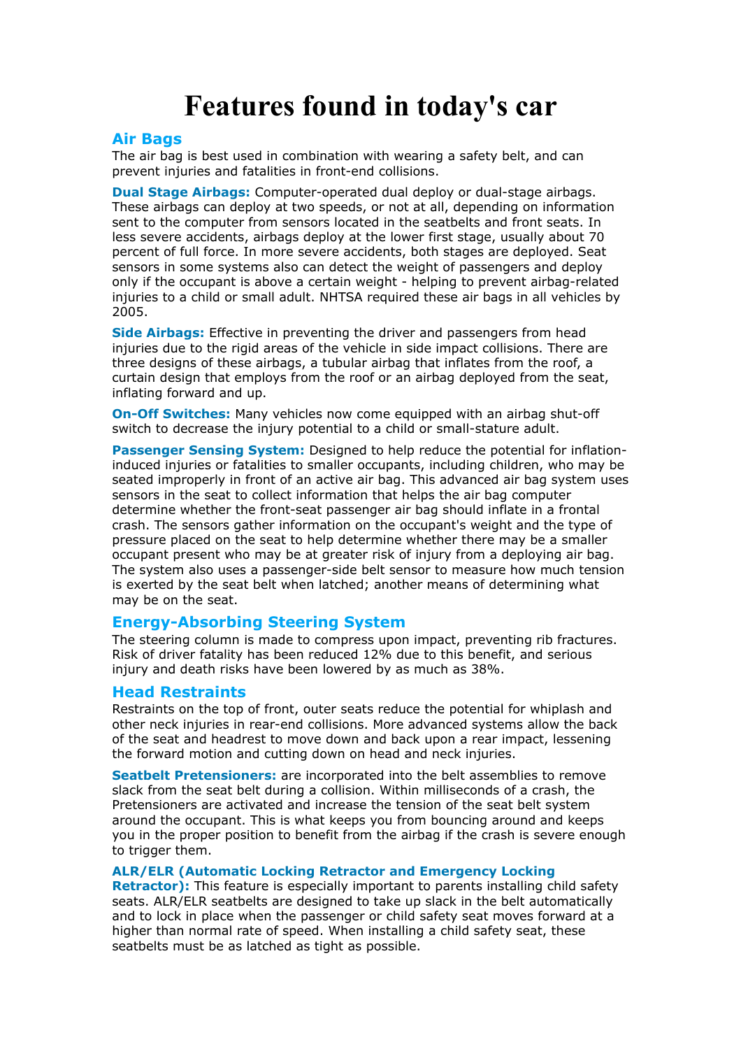# Features found in today's car

## Air Bags

The air bag is best used in combination with wearing a safety belt, and can prevent injuries and fatalities in front-end collisions.

**Dual Stage Airbags:** Computer-operated dual deploy or dual-stage airbags. These airbags can deploy at two speeds, or not at all, depending on information sent to the computer from sensors located in the seatbelts and front seats. In less severe accidents, airbags deploy at the lower first stage, usually about 70 percent of full force. In more severe accidents, both stages are deployed. Seat sensors in some systems also can detect the weight of passengers and deploy only if the occupant is above a certain weight - helping to prevent airbag-related injuries to a child or small adult. NHTSA required these air bags in all vehicles by 2005.

**Side Airbags:** Effective in preventing the driver and passengers from head injuries due to the rigid areas of the vehicle in side impact collisions. There are three designs of these airbags, a tubular airbag that inflates from the roof, a curtain design that employs from the roof or an airbag deployed from the seat, inflating forward and up.

**On-Off Switches:** Many vehicles now come equipped with an airbag shut-off switch to decrease the injury potential to a child or small-stature adult.

**Passenger Sensing System:** Designed to help reduce the potential for inflation-induced injuries or fatalities to smaller occupants, including children, who may be seated improperly in front of an active air bag. This advanced air bag system uses sensors in the seat to collect information that helps the air bag computer determine whether the front-seat passenger air bag should inflate in a frontal crash. The sensors gather information on the occupant's weight and the type of pressure placed on the seat to help determine whether there may be a smaller occupant present who may be at greater risk of injury from a deploying air bag. The system also uses a passenger-side belt sensor to measure how much tension is exerted by the seat belt when latched; another means of determining what may be on the seat.

## Energy-Absorbing Steering System

The steering column is made to compress upon impact, preventing rib fractures. Risk of driver fatality has been reduced 12% due to this benefit, and serious injury and death risks have been lowered by as much as 38%.

## Head Restraints

Restraints on the top of front, outer seats reduce the potential for whiplash and other neck injuries in rear-end collisions. More advanced systems allow the back of the seat and headrest to move down and back upon a rear impact, lessening the forward motion and cutting down on head and neck injuries.

**Seatbelt Pretensioners:** are incorporated into the belt assemblies to remove slack from the seat belt during a collision. Within milliseconds of a crash, the Pretensioners are activated and increase the tension of the seat belt system around the occupant. This is what keeps you from bouncing around and keeps you in the proper position to benefit from the airbag if the crash is severe enough to trigger them.

**ALR/ELR (Automatic Locking Retractor and Emergency Locking Retractor):** This feature is especially important to parents installing child safety seats. ALR/ELR seatbelts are designed to take up slack in the belt automatically and to lock in place when the passenger or child safety seat moves forward at a higher than normal rate of speed. When installing a child safety seat, these seatbelts must be as latched as tight as possible.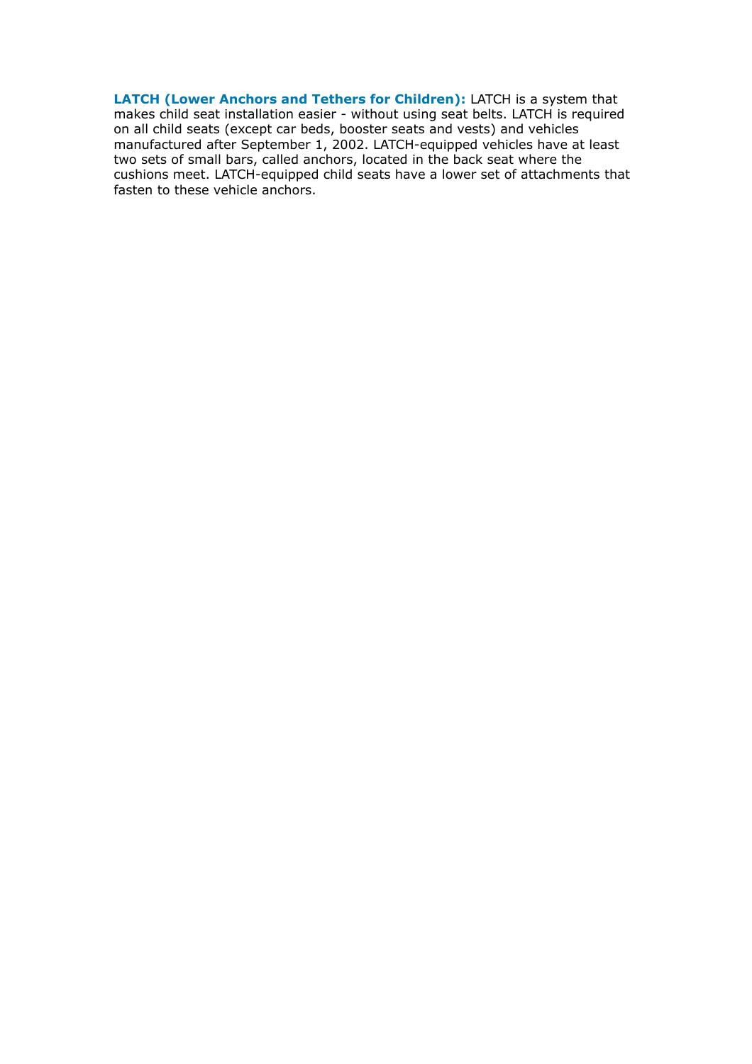**LATCH (Lower Anchors and Tethers for Children):** LATCH is a system that makes child seat installation easier - without using seat belts. LATCH is required on all child seats (except car beds, booster seats and vests) and vehicles manufactured after September 1, 2002. LATCH-equipped vehicles have at least two sets of small bars, called anchors, located in the back seat where the cushions meet. LATCH-equipped child seats have a lower set of attachments that fasten to these vehicle anchors.